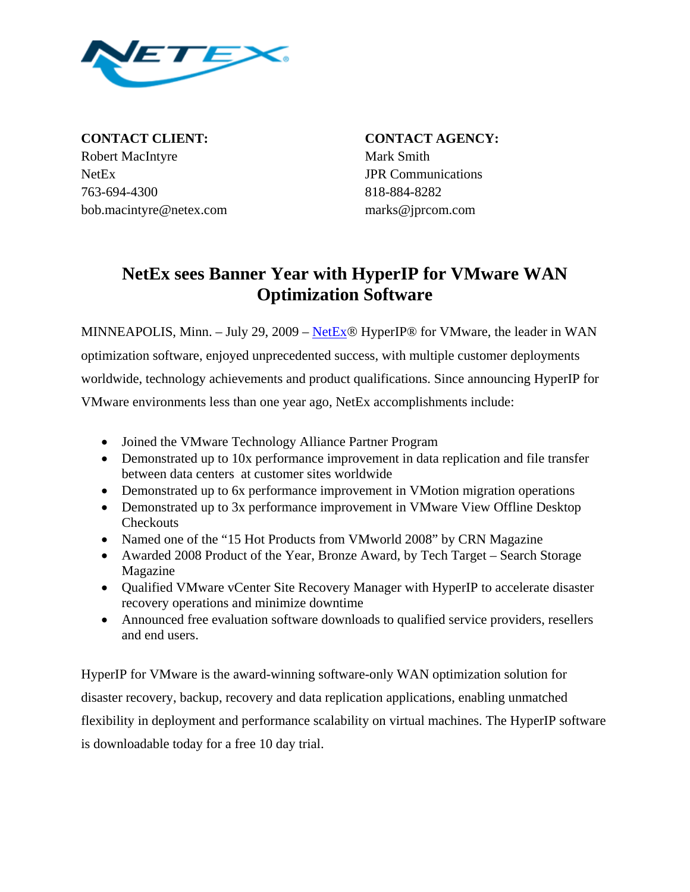**CONTACT CLIENT:**
Robert MacIntyre
NetEx
763-694-4300
bob.macintyre@netex.com

**CONTACT AGENCY:**
Mark Smith
JPR Communications
818-884-8282
marks@jprcom.com

# NetEx sees Banner Year with HyperIP for VMware WAN Optimization Software

MINNEAPOLIS, Minn. – July 29, 2009 – NetEx® HyperIP® for VMware, the leader in WAN optimization software, enjoyed unprecedented success, with multiple customer deployments worldwide, technology achievements and product qualifications. Since announcing HyperIP for VMware environments less than one year ago, NetEx accomplishments include:

- Joined the VMware Technology Alliance Partner Program
- Demonstrated up to 10x performance improvement in data replication and file transfer between data centers at customer sites worldwide
- Demonstrated up to 6x performance improvement in VMotion migration operations
- Demonstrated up to 3x performance improvement in VMware View Offline Desktop Checkouts
- Named one of the "15 Hot Products from VMworld 2008" by CRN Magazine
- Awarded 2008 Product of the Year, Bronze Award, by Tech Target – Search Storage Magazine
- Qualified VMware vCenter Site Recovery Manager with HyperIP to accelerate disaster recovery operations and minimize downtime
- Announced free evaluation software downloads to qualified service providers, resellers and end users.

HyperIP for VMware is the award-winning software-only WAN optimization solution for disaster recovery, backup, recovery and data replication applications, enabling unmatched flexibility in deployment and performance scalability on virtual machines. The HyperIP software is downloadable today for a free 10 day trial.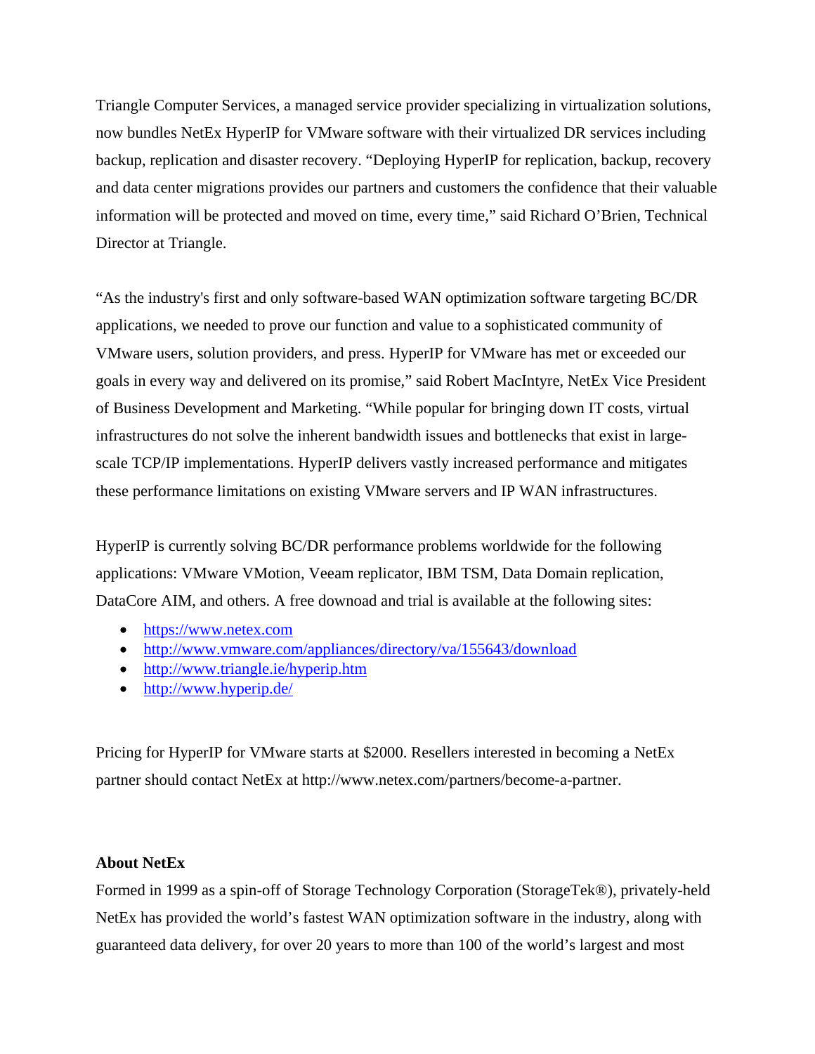Triangle Computer Services, a managed service provider specializing in virtualization solutions, now bundles NetEx HyperIP for VMware software with their virtualized DR services including backup, replication and disaster recovery. “Deploying HyperIP for replication, backup, recovery and data center migrations provides our partners and customers the confidence that their valuable information will be protected and moved on time, every time,” said Richard O’Brien, Technical Director at Triangle.

“As the industry's first and only software-based WAN optimization software targeting BC/DR applications, we needed to prove our function and value to a sophisticated community of VMware users, solution providers, and press. HyperIP for VMware has met or exceeded our goals in every way and delivered on its promise,” said Robert MacIntyre, NetEx Vice President of Business Development and Marketing. “While popular for bringing down IT costs, virtual infrastructures do not solve the inherent bandwidth issues and bottlenecks that exist in large-scale TCP/IP implementations. HyperIP delivers vastly increased performance and mitigates these performance limitations on existing VMware servers and IP WAN infrastructures.

HyperIP is currently solving BC/DR performance problems worldwide for the following applications: VMware VMotion, Veeam replicator, IBM TSM, Data Domain replication, DataCore AIM, and others. A free downoad and trial is available at the following sites:

- https://www.netex.com
- http://www.vmware.com/appliances/directory/va/155643/download
- http://www.triangle.ie/hyperip.htm
- http://www.hyperip.de/

Pricing for HyperIP for VMware starts at $2000. Resellers interested in becoming a NetEx partner should contact NetEx at http://www.netex.com/partners/become-a-partner.

**About NetEx**

Formed in 1999 as a spin-off of Storage Technology Corporation (StorageTek®), privately-held NetEx has provided the world’s fastest WAN optimization software in the industry, along with guaranteed data delivery, for over 20 years to more than 100 of the world’s largest and most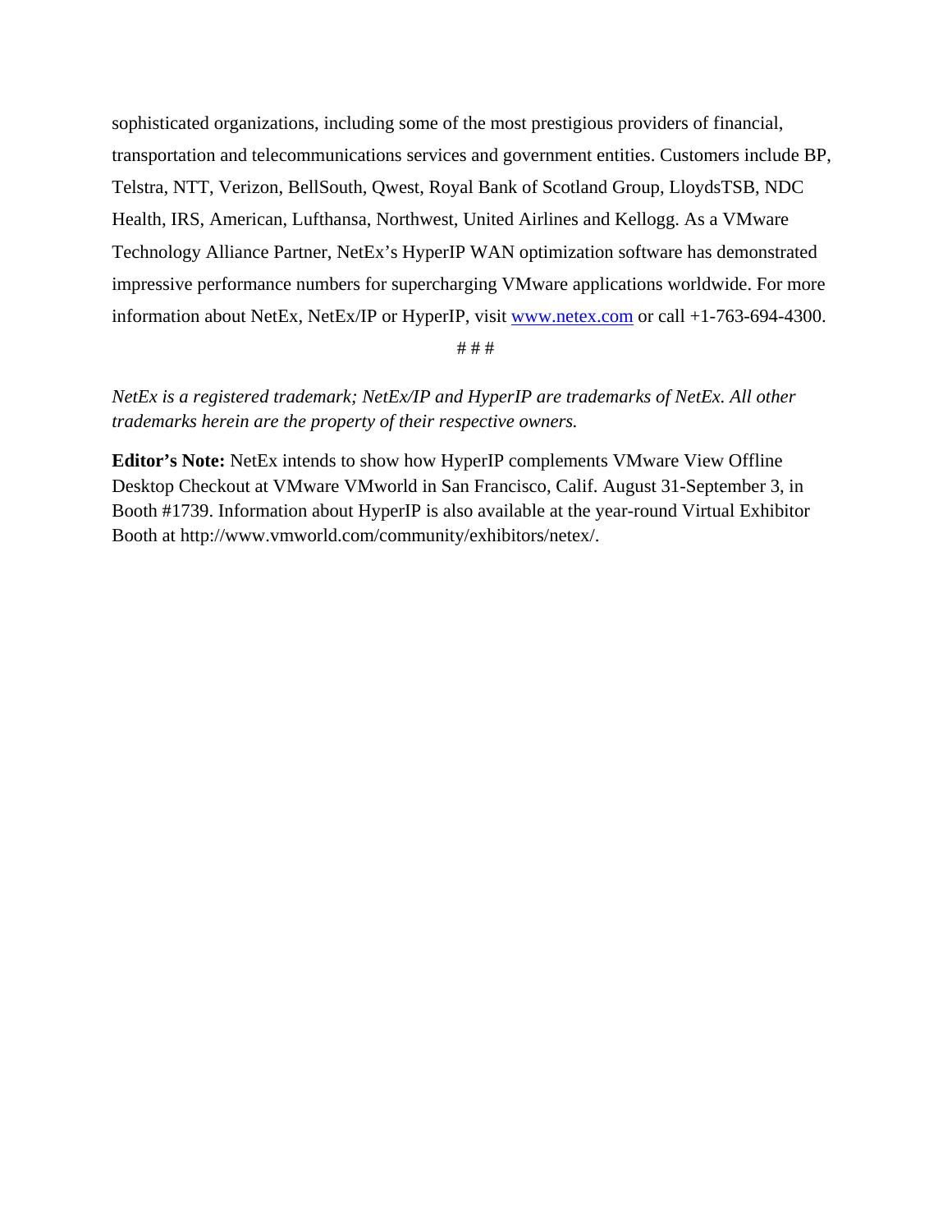sophisticated organizations, including some of the most prestigious providers of financial, transportation and telecommunications services and government entities. Customers include BP, Telstra, NTT, Verizon, BellSouth, Qwest, Royal Bank of Scotland Group, LloydsTSB, NDC Health, IRS, American, Lufthansa, Northwest, United Airlines and Kellogg. As a VMware Technology Alliance Partner, NetEx's HyperIP WAN optimization software has demonstrated impressive performance numbers for supercharging VMware applications worldwide. For more information about NetEx, NetEx/IP or HyperIP, visit [www.netex.com](http://www.netex.com) or call +1-763-694-4300.

# # #

*NetEx is a registered trademark; NetEx/IP and HyperIP are trademarks of NetEx. All other trademarks herein are the property of their respective owners.*

**Editor's Note:** NetEx intends to show how HyperIP complements VMware View Offline Desktop Checkout at VMware VMworld in San Francisco, Calif. August 31-September 3, in Booth #1739. Information about HyperIP is also available at the year-round Virtual Exhibitor Booth at http://www.vmworld.com/community/exhibitors/netex/.